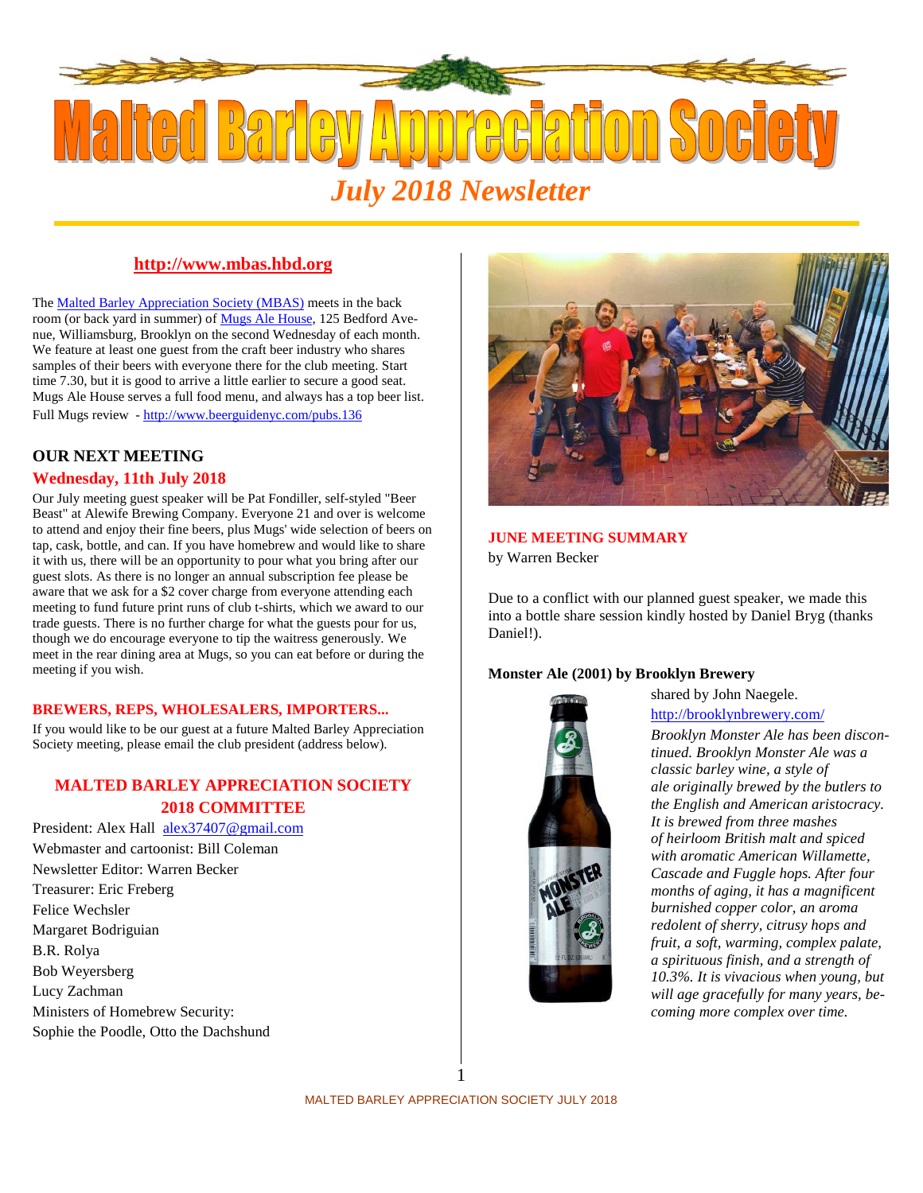# Malted Barley Appreciation Society

## July 2018 Newsletter

**http://www.mbas.hbd.org**

The Malted Barley Appreciation Society (MBAS) meets in the back room (or back yard in summer) of Mugs Ale House, 125 Bedford Avenue, Williamsburg, Brooklyn on the second Wednesday of each month. We feature at least one guest from the craft beer industry who shares samples of their beers with everyone there for the club meeting. Start time 7.30, but it is good to arrive a little earlier to secure a good seat. Mugs Ale House serves a full food menu, and always has a top beer list.

Full Mugs review - http://www.beerguidenyc.com/pubs.136

### OUR NEXT MEETING

**Wednesday, 11th July 2018**

Our July meeting guest speaker will be Pat Fondiller, self-styled "Beer Beast" at Alewife Brewing Company. Everyone 21 and over is welcome to attend and enjoy their fine beers, plus Mugs' wide selection of beers on tap, cask, bottle, and can. If you have homebrew and would like to share it with us, there will be an opportunity to pour what you bring after our guest slots. As there is no longer an annual subscription fee please be aware that we ask for a $2 cover charge from everyone attending each meeting to fund future print runs of club t-shirts, which we award to our trade guests. There is no further charge for what the guests pour for us, though we do encourage everyone to tip the waitress generously. We meet in the rear dining area at Mugs, so you can eat before or during the meeting if you wish.

### BREWERS, REPS, WHOLESALERS, IMPORTERS...

If you would like to be our guest at a future Malted Barley Appreciation Society meeting, please email the club president (address below).

### MALTED BARLEY APPRECIATION SOCIETY 2018 COMMITTEE

President: Alex Hall alex37407@gmail.com
Webmaster and cartoonist: Bill Coleman
Newsletter Editor: Warren Becker
Treasurer: Eric Freberg
Felice Wechsler
Margaret Bodriguian
B.R. Rolya
Bob Weyersberg
Lucy Zachman
Ministers of Homebrew Security:
Sophie the Poodle, Otto the Dachshund

### JUNE MEETING SUMMARY

by Warren Becker

Due to a conflict with our planned guest speaker, we made this into a bottle share session kindly hosted by Daniel Bryg (thanks Daniel!).

**Monster Ale (2001) by Brooklyn Brewery**

shared by John Naegele.

http://brooklynbrewery.com/

*Brooklyn Monster Ale has been discontinued. Brooklyn Monster Ale was a classic barley wine, a style of ale originally brewed by the butlers to the English and American aristocracy. It is brewed from three mashes of heirloom British malt and spiced with aromatic American Willamette, Cascade and Fuggle hops. After four months of aging, it has a magnificent burnished copper color, an aroma redolent of sherry, citrusy hops and fruit, a soft, warming, complex palate, a spirituous finish, and a strength of 10.3%. It is vivacious when young, but will age gracefully for many years, becoming more complex over time.*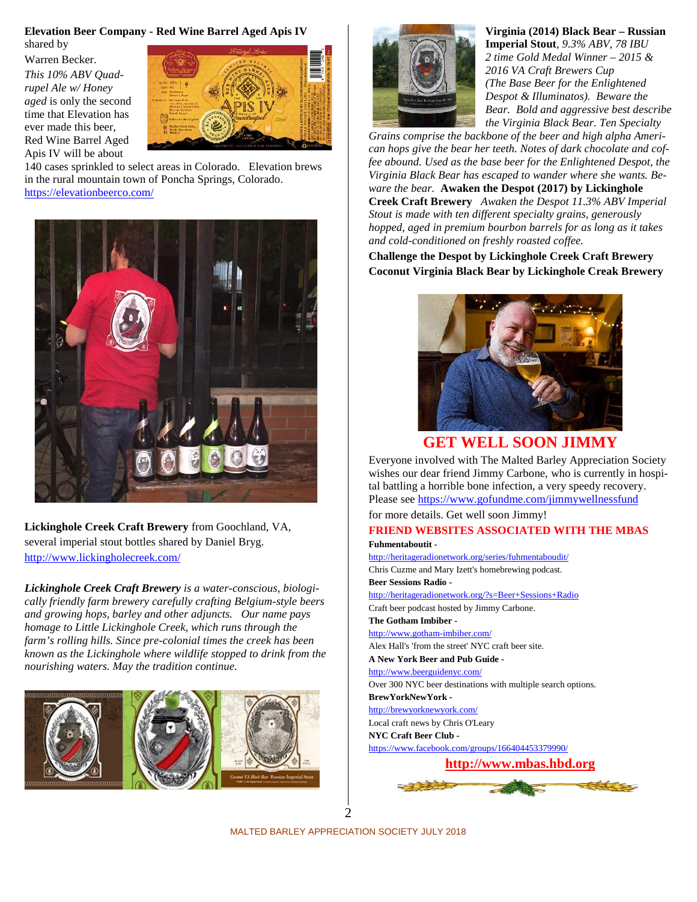**Elevation Beer Company - Red Wine Barrel Aged Apis IV** shared by Warren Becker. *This 10% ABV Quadrupel Ale w/ Honey aged* is only the second time that Elevation has ever made this beer, Red Wine Barrel Aged Apis IV will be about 140 cases sprinkled to select areas in Colorado. Elevation brews in the rural mountain town of Poncha Springs, Colorado. https://elevationbeerco.com/

**Lickinghole Creek Craft Brewery** from Goochland, VA, several imperial stout bottles shared by Daniel Bryg. http://www.lickingholecreek.com/

***Lickinghole Creek Craft Brewery*** *is a water-conscious, biologically friendly farm brewery carefully crafting Belgium-style beers and growing hops, barley and other adjuncts. Our name pays homage to Little Lickinghole Creek, which runs through the farm's rolling hills. Since pre-colonial times the creek has been known as the Lickinghole where wildlife stopped to drink from the nourishing waters. May the tradition continue.*

**Virginia (2014) Black Bear – Russian Imperial Stout**, *9.3% ABV, 78 IBU 2 time Gold Medal Winner – 2015 & 2016 VA Craft Brewers Cup (The Base Beer for the Enlightened Despot & Illuminatos). Beware the Bear. Bold and aggressive best describe the Virginia Black Bear. Ten Specialty Grains comprise the backbone of the beer and high alpha American hops give the bear her teeth. Notes of dark chocolate and coffee abound. Used as the base beer for the Enlightened Despot, the Virginia Black Bear has escaped to wander where she wants. Beware the bear.* **Awaken the Despot (2017) by Lickinghole Creek Craft Brewery** *Awaken the Despot 11.3% ABV Imperial Stout is made with ten different specialty grains, generously hopped, aged in premium bourbon barrels for as long as it takes and cold-conditioned on freshly roasted coffee.*

**Challenge the Despot by Lickinghole Creek Craft Brewery**

**Coconut Virginia Black Bear by Lickinghole Creak Brewery**

## GET WELL SOON JIMMY

Everyone involved with The Malted Barley Appreciation Society wishes our dear friend Jimmy Carbone, who is currently in hospital battling a horrible bone infection, a very speedy recovery. Please see https://www.gofundme.com/jimmywellnessfund for more details. Get well soon Jimmy!

### FRIEND WEBSITES ASSOCIATED WITH THE MBAS

**Fuhmentaboutit** -
http://heritageradionetwork.org/series/fuhmentaboudit/
Chris Cuzme and Mary Izett's homebrewing podcast.

**Beer Sessions Radio** -
http://heritageradionetwork.org/?s=Beer+Sessions+Radio
Craft beer podcast hosted by Jimmy Carbone.

**The Gotham Imbiber** -
http://www.gotham-imbiber.com/
Alex Hall's 'from the street' NYC craft beer site.

**A New York Beer and Pub Guide** -
http://www.beerguidenyc.com/
Over 300 NYC beer destinations with multiple search options.

**BrewYorkNewYork** -
http://brewyorknewyork.com/
Local craft news by Chris O'Leary

**NYC Craft Beer Club** -
https://www.facebook.com/groups/166404453379990/

**http://www.mbas.hbd.org**